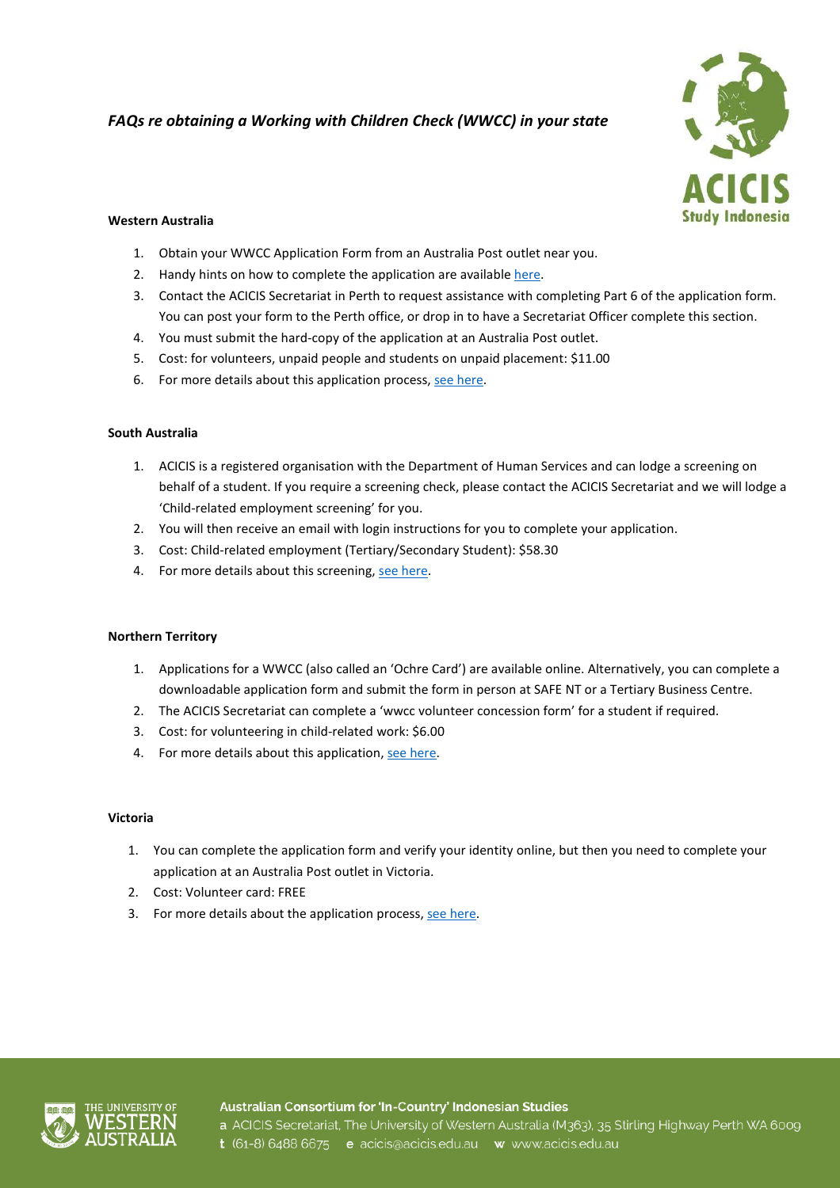*FAQs re obtaining a Working with Children Check (WWCC) in your state*

**Western Australia**

1. Obtain your WWCC Application Form from an Australia Post outlet near you.
2. Handy hints on how to complete the application are available here.
3. Contact the ACICIS Secretariat in Perth to request assistance with completing Part 6 of the application form. You can post your form to the Perth office, or drop in to have a Secretariat Officer complete this section.
4. You must submit the hard-copy of the application at an Australia Post outlet.
5. Cost: for volunteers, unpaid people and students on unpaid placement: $11.00
6. For more details about this application process, see here.

**South Australia**

1. ACICIS is a registered organisation with the Department of Human Services and can lodge a screening on behalf of a student. If you require a screening check, please contact the ACICIS Secretariat and we will lodge a 'Child-related employment screening' for you.
2. You will then receive an email with login instructions for you to complete your application.
3. Cost: Child-related employment (Tertiary/Secondary Student): $58.30
4. For more details about this screening, see here.

**Northern Territory**

1. Applications for a WWCC (also called an 'Ochre Card') are available online. Alternatively, you can complete a downloadable application form and submit the form in person at SAFE NT or a Tertiary Business Centre.
2. The ACICIS Secretariat can complete a 'wwcc volunteer concession form' for a student if required.
3. Cost: for volunteering in child-related work: $6.00
4. For more details about this application, see here.

**Victoria**

1. You can complete the application form and verify your identity online, but then you need to complete your application at an Australia Post outlet in Victoria.
2. Cost: Volunteer card: FREE
3. For more details about the application process, see here.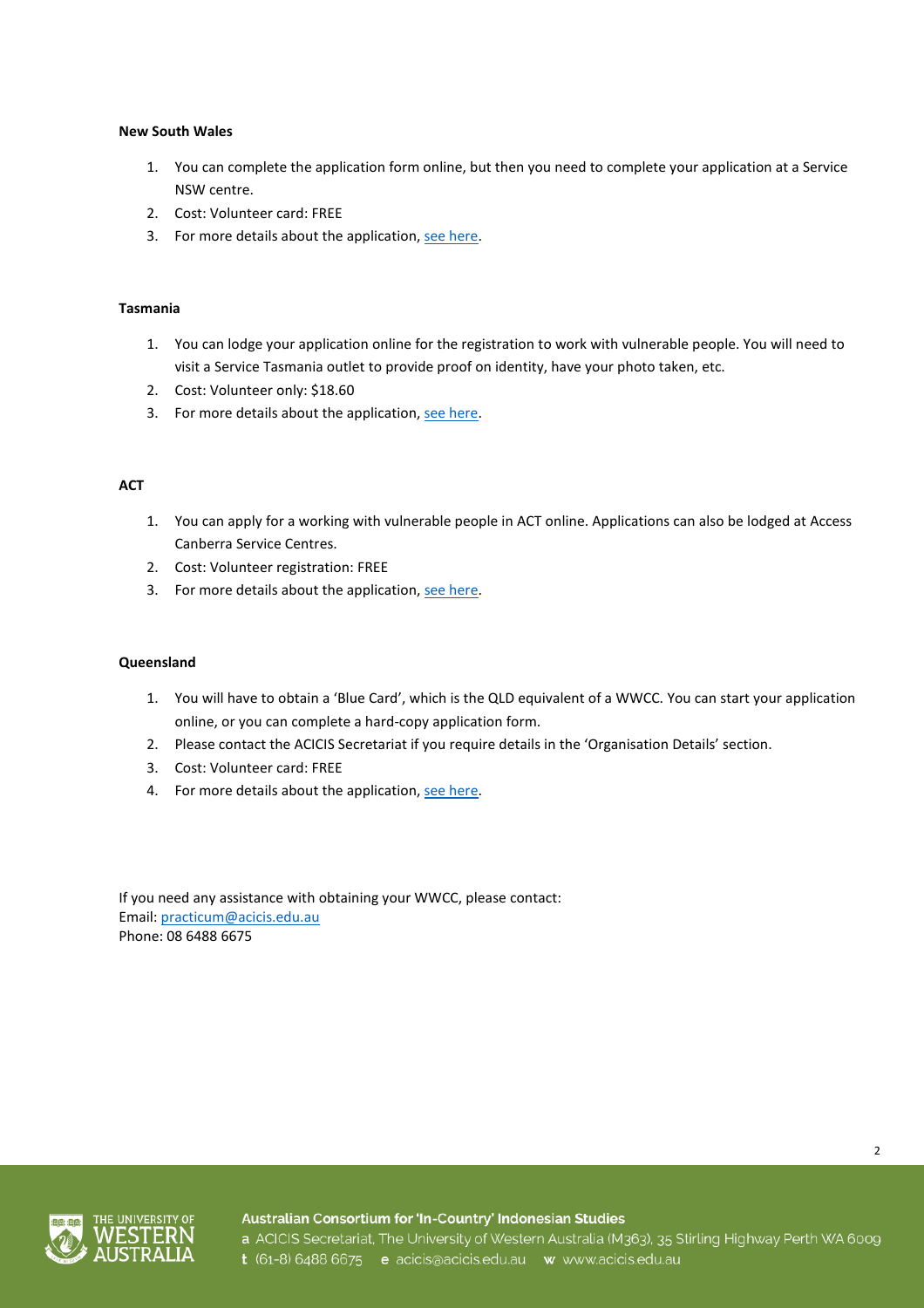**New South Wales**

1. You can complete the application form online, but then you need to complete your application at a Service NSW centre.
2. Cost: Volunteer card: FREE
3. For more details about the application, see here.

**Tasmania**

1. You can lodge your application online for the registration to work with vulnerable people. You will need to visit a Service Tasmania outlet to provide proof on identity, have your photo taken, etc.
2. Cost: Volunteer only: $18.60
3. For more details about the application, see here.

**ACT**

1. You can apply for a working with vulnerable people in ACT online. Applications can also be lodged at Access Canberra Service Centres.
2. Cost: Volunteer registration: FREE
3. For more details about the application, see here.

**Queensland**

1. You will have to obtain a 'Blue Card', which is the QLD equivalent of a WWCC. You can start your application online, or you can complete a hard-copy application form.
2. Please contact the ACICIS Secretariat if you require details in the 'Organisation Details' section.
3. Cost: Volunteer card: FREE
4. For more details about the application, see here.

If you need any assistance with obtaining your WWCC, please contact:
Email: practicum@acicis.edu.au
Phone: 08 6488 6675